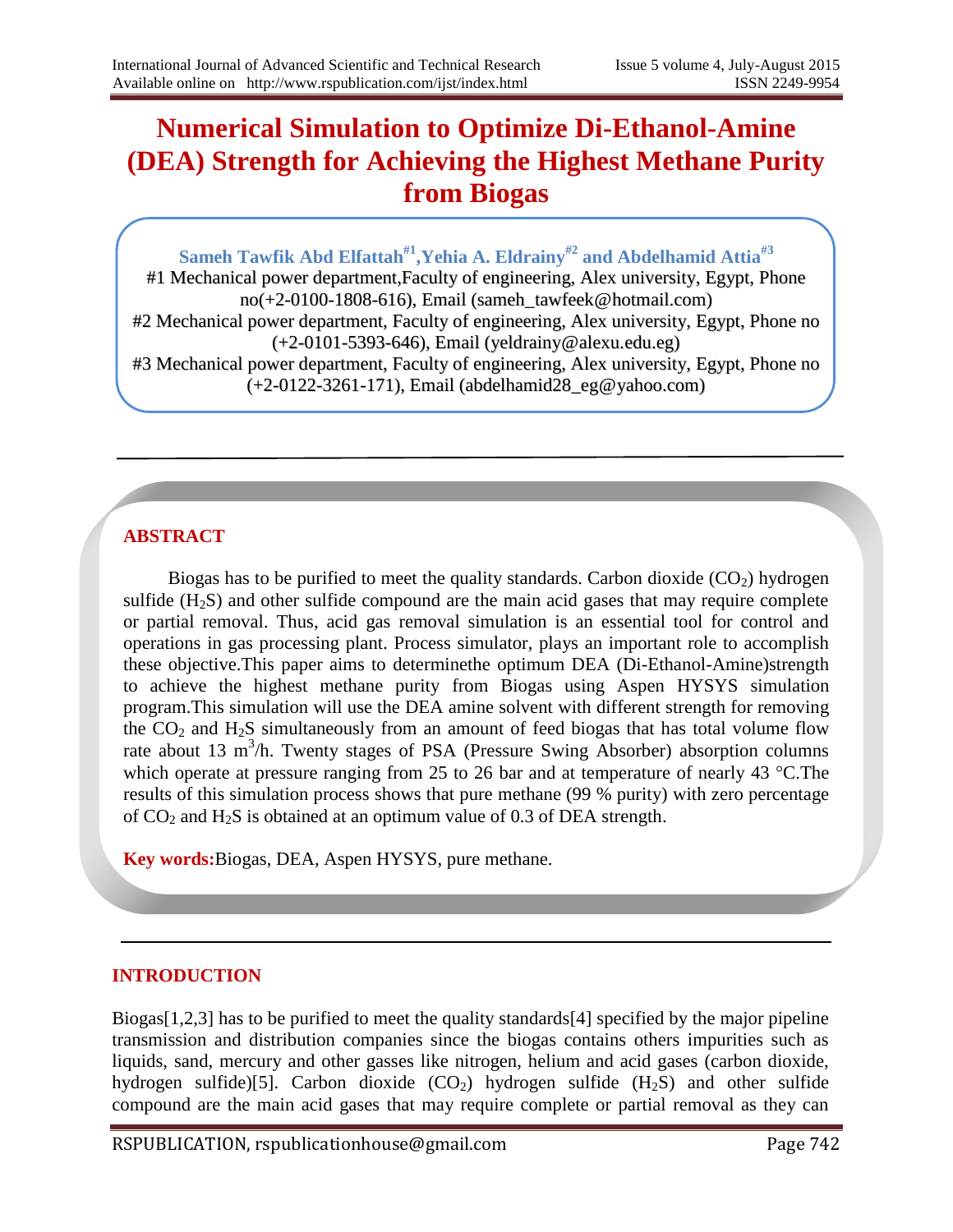# Numerical Simulation to Optimize Di-Ethanol-Amine (DEA) Strength for Achieving the Highest Methane Purity from Biogas

**Sameh Tawfik Abd Elfattah[#1], Yehia A. Eldrainy[#2] and Abdelhamid Attia[#3]**

#1 Mechanical power department, Faculty of engineering, Alex university, Egypt, Phone no(+2-0100-1808-616), Email (sameh_tawfeek@hotmail.com)

#2 Mechanical power department, Faculty of engineering, Alex university, Egypt, Phone no (+2-0101-5393-646), Email (yeldrainy@alexu.edu.eg)

#3 Mechanical power department, Faculty of engineering, Alex university, Egypt, Phone no (+2-0122-3261-171), Email (abdelhamid28_eg@yahoo.com)

## ABSTRACT

Biogas has to be purified to meet the quality standards. Carbon dioxide ($CO_2$) hydrogen sulfide ($H_2S$) and other sulfide compound are the main acid gases that may require complete or partial removal. Thus, acid gas removal simulation is an essential tool for control and operations in gas processing plant. Process simulator, plays an important role to accomplish these objective.This paper aims to determinethe optimum DEA (Di-Ethanol-Amine)strength to achieve the highest methane purity from Biogas using Aspen HYSYS simulation program.This simulation will use the DEA amine solvent with different strength for removing the $CO_2$ and $H_2S$ simultaneously from an amount of feed biogas that has total volume flow rate about 13 $m^3$/h. Twenty stages of PSA (Pressure Swing Absorber) absorption columns which operate at pressure ranging from 25 to 26 bar and at temperature of nearly 43 °C.The results of this simulation process shows that pure methane (99 % purity) with zero percentage of $CO_2$ and $H_2S$ is obtained at an optimum value of 0.3 of DEA strength.

**Key words:** Biogas, DEA, Aspen HYSYS, pure methane.

## INTRODUCTION

Biogas[1,2,3] has to be purified to meet the quality standards[4] specified by the major pipeline transmission and distribution companies since the biogas contains others impurities such as liquids, sand, mercury and other gasses like nitrogen, helium and acid gases (carbon dioxide, hydrogen sulfide)[5]. Carbon dioxide ($CO_2$) hydrogen sulfide ($H_2S$) and other sulfide compound are the main acid gases that may require complete or partial removal as they can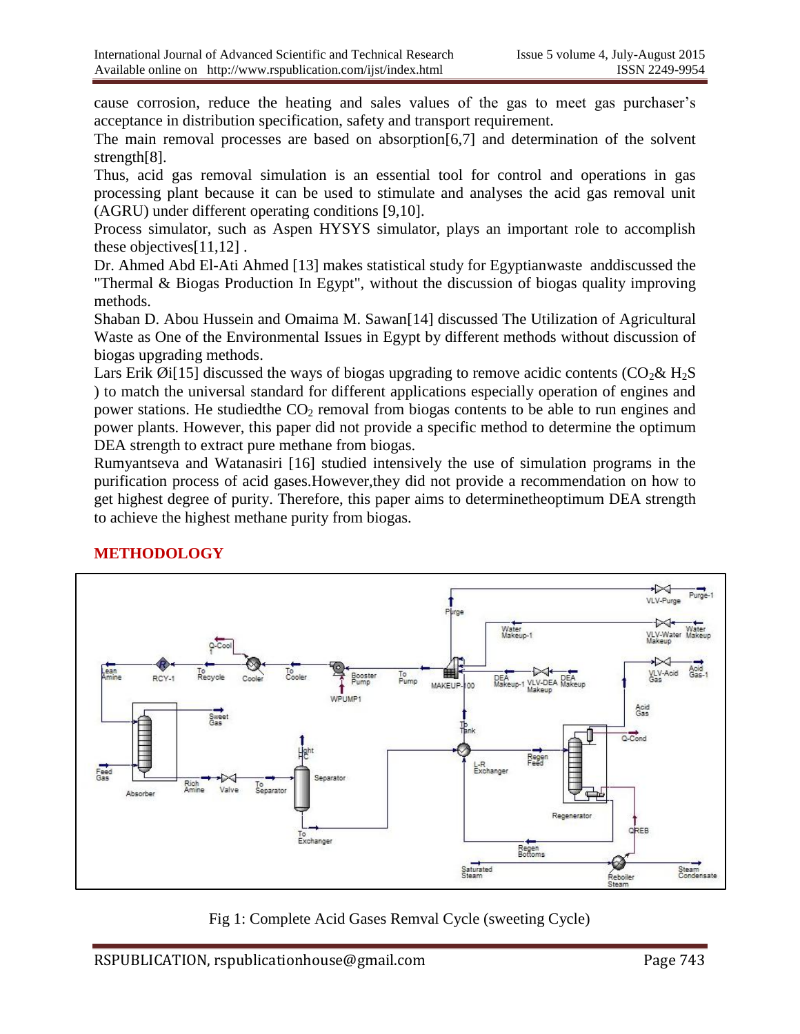cause corrosion, reduce the heating and sales values of the gas to meet gas purchaser's acceptance in distribution specification, safety and transport requirement.

The main removal processes are based on absorption[6,7] and determination of the solvent strength[8].

Thus, acid gas removal simulation is an essential tool for control and operations in gas processing plant because it can be used to stimulate and analyses the acid gas removal unit (AGRU) under different operating conditions [9,10].

Process simulator, such as Aspen HYSYS simulator, plays an important role to accomplish these objectives[11,12] .

Dr. Ahmed Abd El-Ati Ahmed [13] makes statistical study for Egyptianwaste anddiscussed the "Thermal & Biogas Production In Egypt", without the discussion of biogas quality improving methods.

Shaban D. Abou Hussein and Omaima M. Sawan[14] discussed The Utilization of Agricultural Waste as One of the Environmental Issues in Egypt by different methods without discussion of biogas upgrading methods.

Lars Erik Øi[15] discussed the ways of biogas upgrading to remove acidic contents ($CO_2$& $H_2S$ ) to match the universal standard for different applications especially operation of engines and power stations. He studiedthe $CO_2$ removal from biogas contents to be able to run engines and power plants. However, this paper did not provide a specific method to determine the optimum DEA strength to extract pure methane from biogas.

Rumyantseva and Watanasiri [16] studied intensively the use of simulation programs in the purification process of acid gases.However,they did not provide a recommendation on how to get highest degree of purity. Therefore, this paper aims to determinetheoptimum DEA strength to achieve the highest methane purity from biogas.

## METHODOLOGY

Fig 1: Complete Acid Gases Remval Cycle (sweeting Cycle)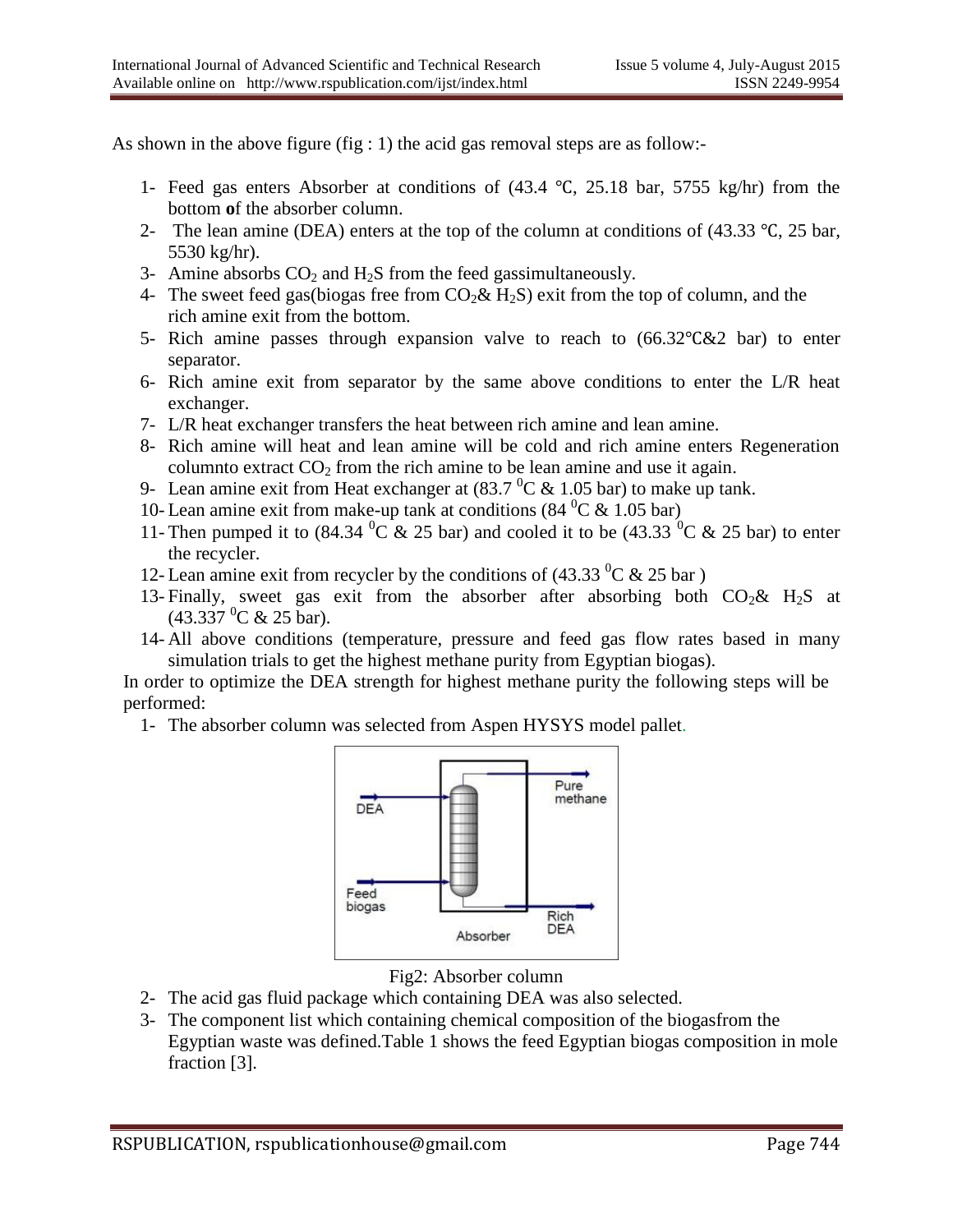As shown in the above figure (fig : 1) the acid gas removal steps are as follow:-

1- Feed gas enters Absorber at conditions of (43.4 ℃, 25.18 bar, 5755 kg/hr) from the bottom **o**f the absorber column.
2- The lean amine (DEA) enters at the top of the column at conditions of (43.33 ℃, 25 bar, 5530 kg/hr).
3- Amine absorbs $CO_2$ and $H_2S$ from the feed gassimultaneously.
4- The sweet feed gas(biogas free from $CO_2$& $H_2S$) exit from the top of column, and the rich amine exit from the bottom.
5- Rich amine passes through expansion valve to reach to (66.32℃&2 bar) to enter separator.
6- Rich amine exit from separator by the same above conditions to enter the L/R heat exchanger.
7- L/R heat exchanger transfers the heat between rich amine and lean amine.
8- Rich amine will heat and lean amine will be cold and rich amine enters Regeneration columnto extract $CO_2$ from the rich amine to be lean amine and use it again.
9- Lean amine exit from Heat exchanger at (83.7 $^0$C & 1.05 bar) to make up tank.
10- Lean amine exit from make-up tank at conditions (84 $^0$C & 1.05 bar)
11- Then pumped it to (84.34 $^0$C & 25 bar) and cooled it to be (43.33 $^0$C & 25 bar) to enter the recycler.
12- Lean amine exit from recycler by the conditions of (43.33 $^0$C & 25 bar )
13- Finally, sweet gas exit from the absorber after absorbing both $CO_2$& $H_2S$ at (43.337 $^0$C & 25 bar).
14- All above conditions (temperature, pressure and feed gas flow rates based in many simulation trials to get the highest methane purity from Egyptian biogas).

In order to optimize the DEA strength for highest methane purity the following steps will be performed:

1- The absorber column was selected from Aspen HYSYS model pallet.

Fig2: Absorber column

2- The acid gas fluid package which containing DEA was also selected.
3- The component list which containing chemical composition of the biogasfrom the Egyptian waste was defined.Table 1 shows the feed Egyptian biogas composition in mole fraction [3].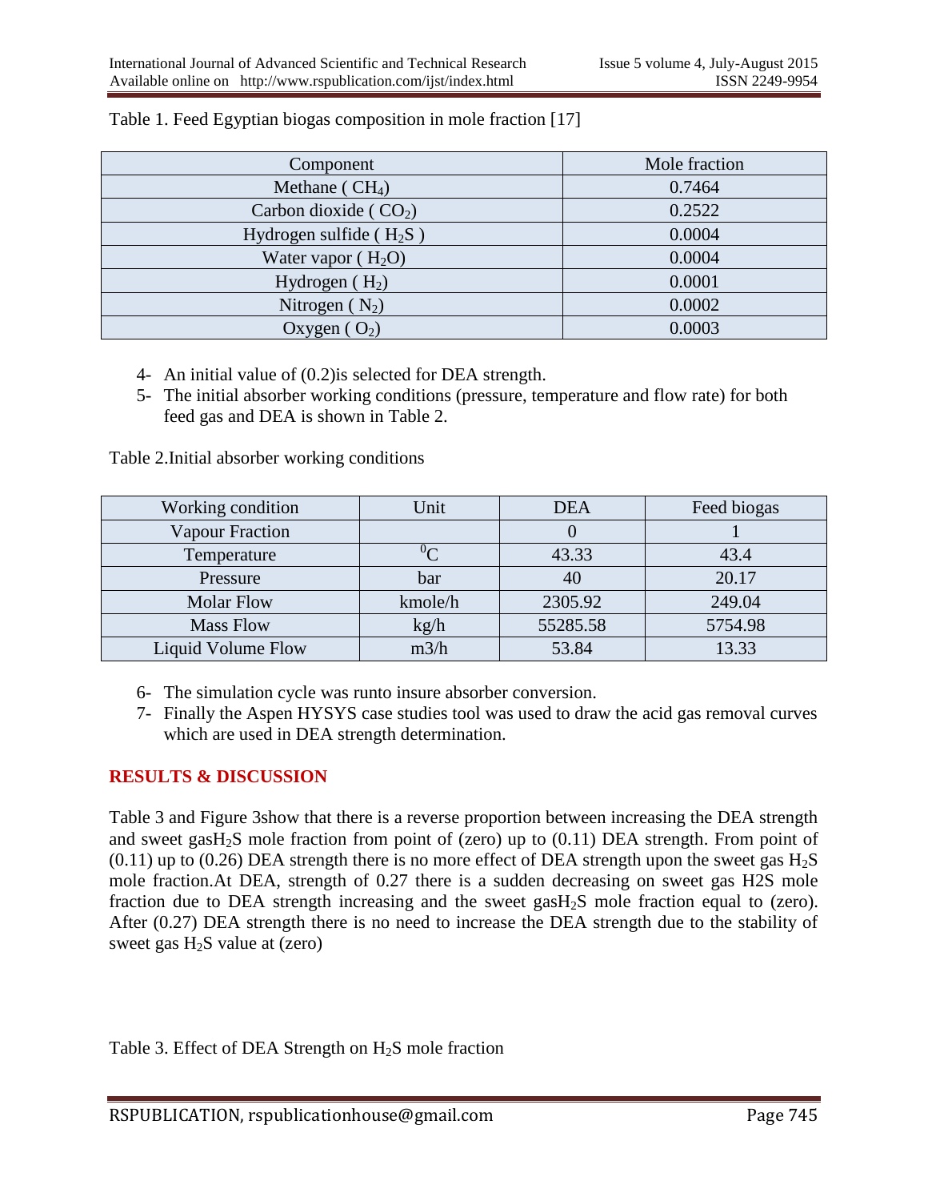Table 1. Feed Egyptian biogas composition in mole fraction [17]

| Component | Mole fraction |
|---|---|
| Methane ( $CH_4$) | 0.7464 |
| Carbon dioxide ( $CO_2$) | 0.2522 |
| Hydrogen sulfide ( $H_2S$ ) | 0.0004 |
| Water vapor ( $H_2O$) | 0.0004 |
| Hydrogen ( $H_2$) | 0.0001 |
| Nitrogen ( $N_2$) | 0.0002 |
| Oxygen ( $O_2$) | 0.0003 |

4- An initial value of (0.2)is selected for DEA strength.
5- The initial absorber working conditions (pressure, temperature and flow rate) for both feed gas and DEA is shown in Table 2.

Table 2.Initial absorber working conditions

| Working condition | Unit | DEA | Feed biogas |
|---|---|---|---|
| Vapour Fraction | | 0 | 1 |
| Temperature | $^0$C | 43.33 | 43.4 |
| Pressure | bar | 40 | 20.17 |
| Molar Flow | kmole/h | 2305.92 | 249.04 |
| Mass Flow | kg/h | 55285.58 | 5754.98 |
| Liquid Volume Flow | m3/h | 53.84 | 13.33 |

6- The simulation cycle was runto insure absorber conversion.
7- Finally the Aspen HYSYS case studies tool was used to draw the acid gas removal curves which are used in DEA strength determination.

## RESULTS & DISCUSSION

Table 3 and Figure 3show that there is a reverse proportion between increasing the DEA strength and sweet gas$H_2S$ mole fraction from point of (zero) up to (0.11) DEA strength. From point of (0.11) up to (0.26) DEA strength there is no more effect of DEA strength upon the sweet gas $H_2S$ mole fraction.At DEA, strength of 0.27 there is a sudden decreasing on sweet gas H2S mole fraction due to DEA strength increasing and the sweet gas$H_2S$ mole fraction equal to (zero). After (0.27) DEA strength there is no need to increase the DEA strength due to the stability of sweet gas $H_2S$ value at (zero)

Table 3. Effect of DEA Strength on $H_2S$ mole fraction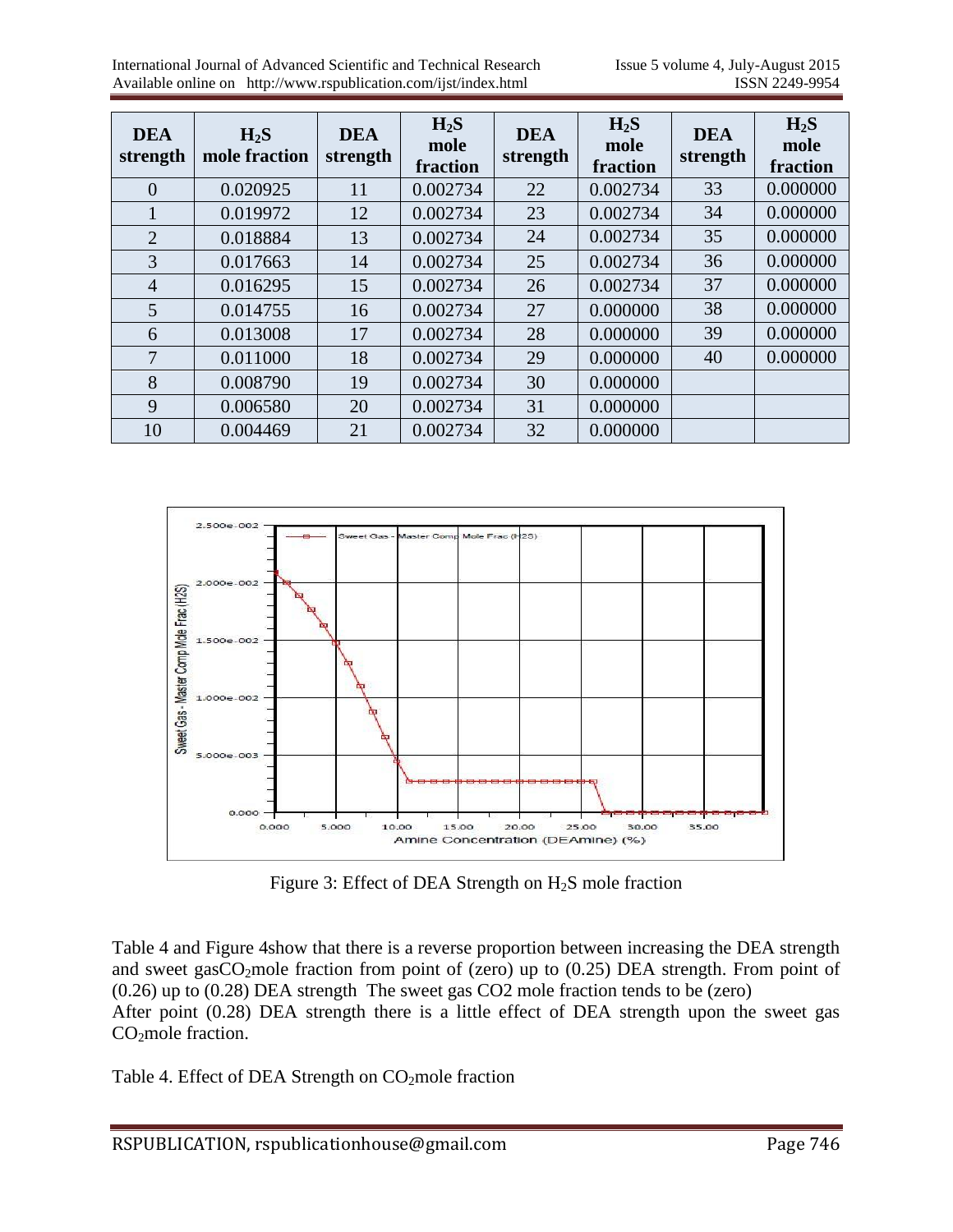| DEA strength | $H_2S$ mole fraction | DEA strength | $H_2S$ mole fraction | DEA strength | $H_2S$ mole fraction | DEA strength | $H_2S$ mole fraction |
|---|---|---|---|---|---|---|---|
| 0 | 0.020925 | 11 | 0.002734 | 22 | 0.002734 | 33 | 0.000000 |
| 1 | 0.019972 | 12 | 0.002734 | 23 | 0.002734 | 34 | 0.000000 |
| 2 | 0.018884 | 13 | 0.002734 | 24 | 0.002734 | 35 | 0.000000 |
| 3 | 0.017663 | 14 | 0.002734 | 25 | 0.002734 | 36 | 0.000000 |
| 4 | 0.016295 | 15 | 0.002734 | 26 | 0.002734 | 37 | 0.000000 |
| 5 | 0.014755 | 16 | 0.002734 | 27 | 0.000000 | 38 | 0.000000 |
| 6 | 0.013008 | 17 | 0.002734 | 28 | 0.000000 | 39 | 0.000000 |
| 7 | 0.011000 | 18 | 0.002734 | 29 | 0.000000 | 40 | 0.000000 |
| 8 | 0.008790 | 19 | 0.002734 | 30 | 0.000000 | | |
| 9 | 0.006580 | 20 | 0.002734 | 31 | 0.000000 | | |
| 10 | 0.004469 | 21 | 0.002734 | 32 | 0.000000 | | |

Figure 3: Effect of DEA Strength on $H_2S$ mole fraction

Table 4 and Figure 4show that there is a reverse proportion between increasing the DEA strength and sweet gas$CO_2$mole fraction from point of (zero) up to (0.25) DEA strength. From point of (0.26) up to (0.28) DEA strength The sweet gas CO2 mole fraction tends to be (zero)
After point (0.28) DEA strength there is a little effect of DEA strength upon the sweet gas $CO_2$mole fraction.

Table 4. Effect of DEA Strength on $CO_2$mole fraction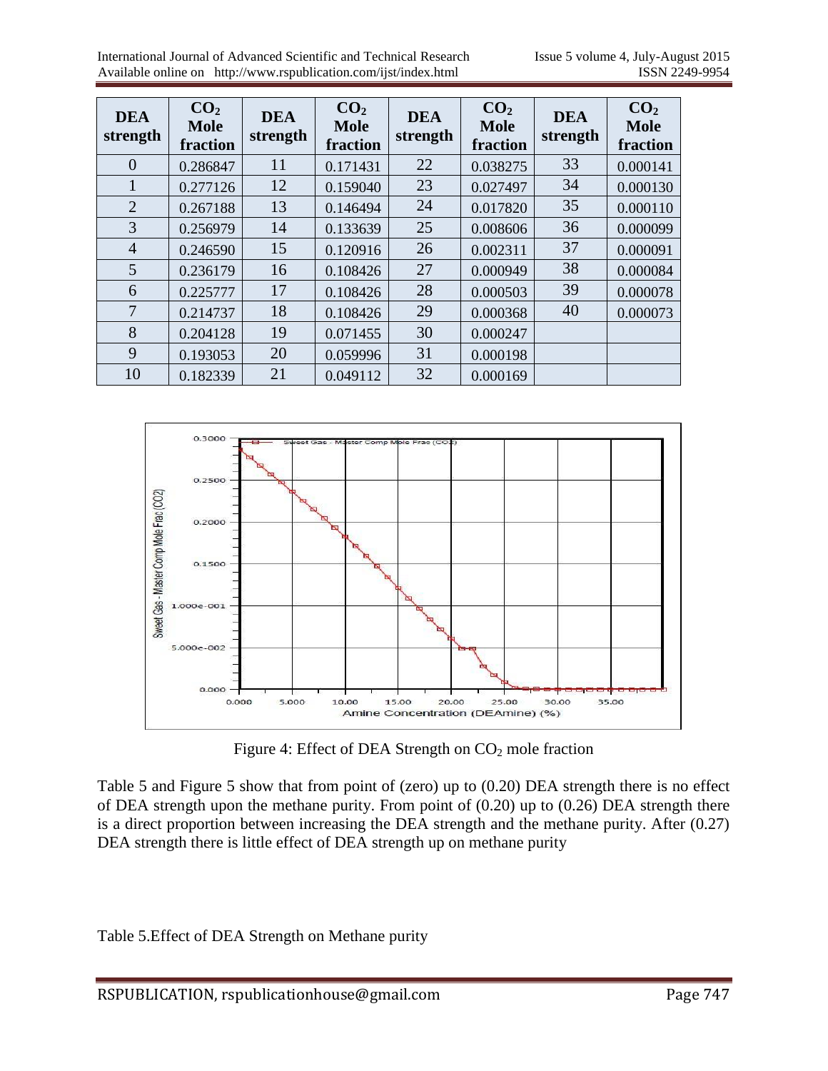| DEA strength | $CO_2$ Mole fraction | DEA strength | $CO_2$ Mole fraction | DEA strength | $CO_2$ Mole fraction | DEA strength | $CO_2$ Mole fraction |
|---|---|---|---|---|---|---|---|
| 0 | 0.286847 | 11 | 0.171431 | 22 | 0.038275 | 33 | 0.000141 |
| 1 | 0.277126 | 12 | 0.159040 | 23 | 0.027497 | 34 | 0.000130 |
| 2 | 0.267188 | 13 | 0.146494 | 24 | 0.017820 | 35 | 0.000110 |
| 3 | 0.256979 | 14 | 0.133639 | 25 | 0.008606 | 36 | 0.000099 |
| 4 | 0.246590 | 15 | 0.120916 | 26 | 0.002311 | 37 | 0.000091 |
| 5 | 0.236179 | 16 | 0.108426 | 27 | 0.000949 | 38 | 0.000084 |
| 6 | 0.225777 | 17 | 0.108426 | 28 | 0.000503 | 39 | 0.000078 |
| 7 | 0.214737 | 18 | 0.108426 | 29 | 0.000368 | 40 | 0.000073 |
| 8 | 0.204128 | 19 | 0.071455 | 30 | 0.000247 | | |
| 9 | 0.193053 | 20 | 0.059996 | 31 | 0.000198 | | |
| 10 | 0.182339 | 21 | 0.049112 | 32 | 0.000169 | | |

Figure 4: Effect of DEA Strength on $CO_2$ mole fraction

Table 5 and Figure 5 show that from point of (zero) up to (0.20) DEA strength there is no effect of DEA strength upon the methane purity. From point of (0.20) up to (0.26) DEA strength there is a direct proportion between increasing the DEA strength and the methane purity. After (0.27) DEA strength there is little effect of DEA strength up on methane purity

Table 5.Effect of DEA Strength on Methane purity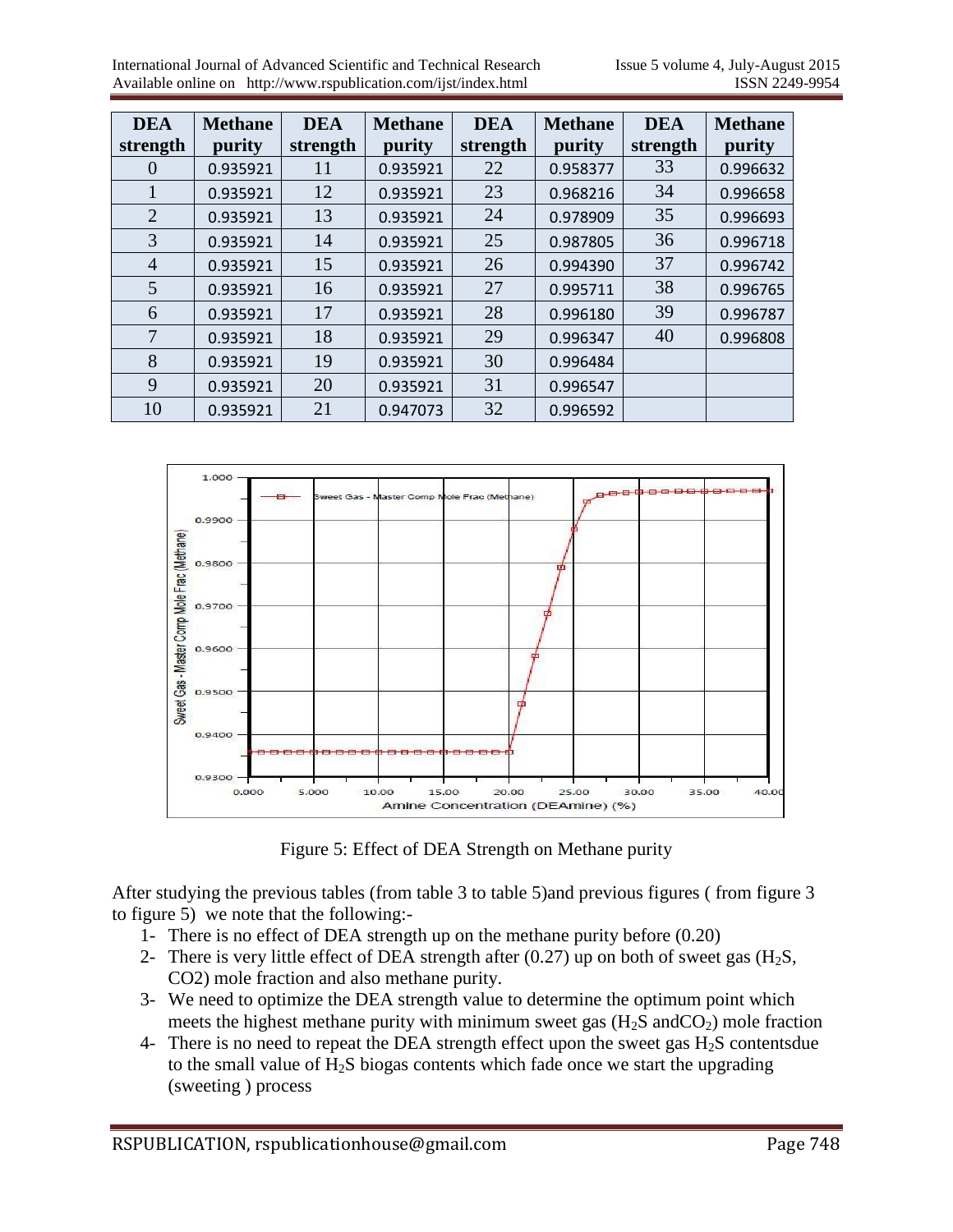| DEA strength | Methane purity | DEA strength | Methane purity | DEA strength | Methane purity | DEA strength | Methane purity |
|---|---|---|---|---|---|---|---|
| 0 | 0.935921 | 11 | 0.935921 | 22 | 0.958377 | 33 | 0.996632 |
| 1 | 0.935921 | 12 | 0.935921 | 23 | 0.968216 | 34 | 0.996658 |
| 2 | 0.935921 | 13 | 0.935921 | 24 | 0.978909 | 35 | 0.996693 |
| 3 | 0.935921 | 14 | 0.935921 | 25 | 0.987805 | 36 | 0.996718 |
| 4 | 0.935921 | 15 | 0.935921 | 26 | 0.994390 | 37 | 0.996742 |
| 5 | 0.935921 | 16 | 0.935921 | 27 | 0.995711 | 38 | 0.996765 |
| 6 | 0.935921 | 17 | 0.935921 | 28 | 0.996180 | 39 | 0.996787 |
| 7 | 0.935921 | 18 | 0.935921 | 29 | 0.996347 | 40 | 0.996808 |
| 8 | 0.935921 | 19 | 0.935921 | 30 | 0.996484 | | |
| 9 | 0.935921 | 20 | 0.935921 | 31 | 0.996547 | | |
| 10 | 0.935921 | 21 | 0.947073 | 32 | 0.996592 | | |

Figure 5: Effect of DEA Strength on Methane purity

After studying the previous tables (from table 3 to table 5)and previous figures ( from figure 3 to figure 5) we note that the following:-

1- There is no effect of DEA strength up on the methane purity before (0.20)
2- There is very little effect of DEA strength after (0.27) up on both of sweet gas ($H_2S$, CO2) mole fraction and also methane purity.
3- We need to optimize the DEA strength value to determine the optimum point which meets the highest methane purity with minimum sweet gas ($H_2S$ and$CO_2$) mole fraction
4- There is no need to repeat the DEA strength effect upon the sweet gas $H_2S$ contentsdue to the small value of $H_2S$ biogas contents which fade once we start the upgrading (sweeting ) process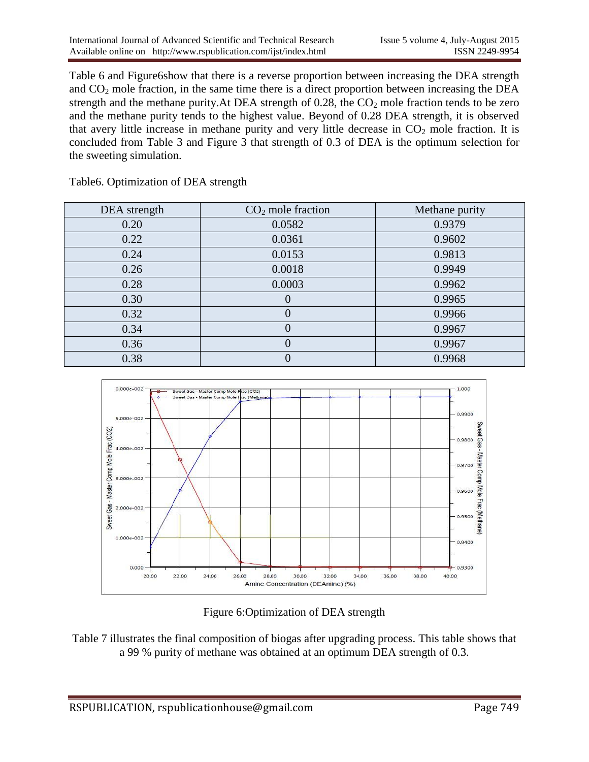Table 6 and Figure6show that there is a reverse proportion between increasing the DEA strength and $CO_2$ mole fraction, in the same time there is a direct proportion between increasing the DEA strength and the methane purity.At DEA strength of 0.28, the $CO_2$ mole fraction tends to be zero and the methane purity tends to the highest value. Beyond of 0.28 DEA strength, it is observed that avery little increase in methane purity and very little decrease in $CO_2$ mole fraction. It is concluded from Table 3 and Figure 3 that strength of 0.3 of DEA is the optimum selection for the sweeting simulation.

Table6. Optimization of DEA strength

| DEA strength | $CO_2$ mole fraction | Methane purity |
|---|---|---|
| 0.20 | 0.0582 | 0.9379 |
| 0.22 | 0.0361 | 0.9602 |
| 0.24 | 0.0153 | 0.9813 |
| 0.26 | 0.0018 | 0.9949 |
| 0.28 | 0.0003 | 0.9962 |
| 0.30 | 0 | 0.9965 |
| 0.32 | 0 | 0.9966 |
| 0.34 | 0 | 0.9967 |
| 0.36 | 0 | 0.9967 |
| 0.38 | 0 | 0.9968 |

Figure 6:Optimization of DEA strength

Table 7 illustrates the final composition of biogas after upgrading process. This table shows that a 99 % purity of methane was obtained at an optimum DEA strength of 0.3.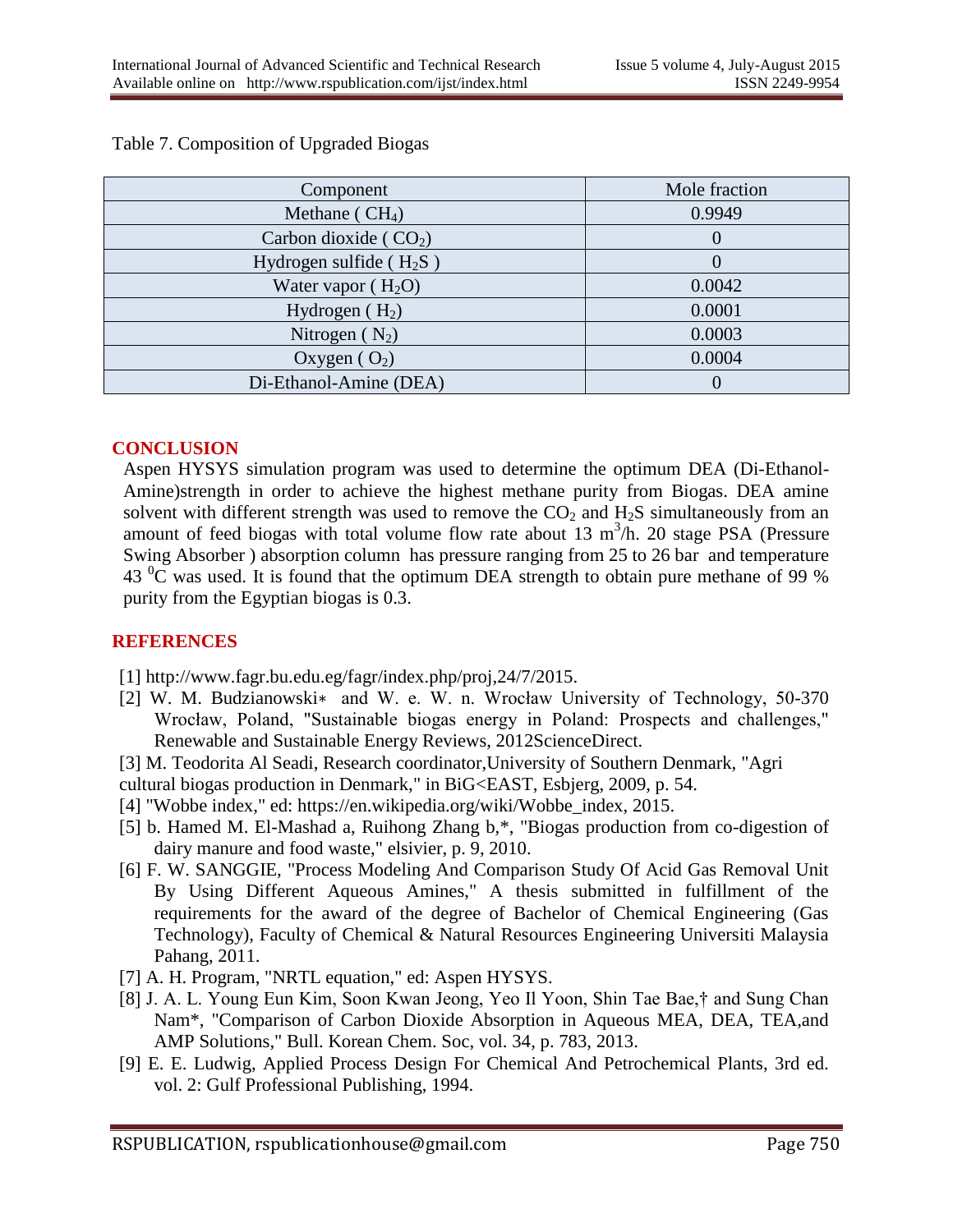Table 7. Composition of Upgraded Biogas

| Component | Mole fraction |
| --- | --- |
| Methane ( $CH_4$) | 0.9949 |
| Carbon dioxide ( $CO_2$) | 0 |
| Hydrogen sulfide ( $H_2S$ ) | 0 |
| Water vapor ( $H_2O$) | 0.0042 |
| Hydrogen ( $H_2$) | 0.0001 |
| Nitrogen ( $N_2$) | 0.0003 |
| Oxygen ( $O_2$) | 0.0004 |
| Di-Ethanol-Amine (DEA) | 0 |

## CONCLUSION

Aspen HYSYS simulation program was used to determine the optimum DEA (Di-Ethanol-Amine)strength in order to achieve the highest methane purity from Biogas. DEA amine solvent with different strength was used to remove the $CO_2$ and $H_2S$ simultaneously from an amount of feed biogas with total volume flow rate about 13 $m^3/h$. 20 stage PSA (Pressure Swing Absorber ) absorption column has pressure ranging from 25 to 26 bar and temperature 43 $^0C$ was used. It is found that the optimum DEA strength to obtain pure methane of 99 % purity from the Egyptian biogas is 0.3.

## REFERENCES

[1] http://www.fagr.bu.edu.eg/fagr/index.php/proj,24/7/2015.

[2] W. M. Budzianowski∗ and W. e. W. n. Wrocław University of Technology, 50-370 Wrocław, Poland, "Sustainable biogas energy in Poland: Prospects and challenges," Renewable and Sustainable Energy Reviews, 2012ScienceDirect.

[3] M. Teodorita Al Seadi, Research coordinator,University of Southern Denmark, "Agri cultural biogas production in Denmark," in BiG<EAST, Esbjerg, 2009, p. 54.

[4] "Wobbe index," ed: https://en.wikipedia.org/wiki/Wobbe_index, 2015.

[5] b. Hamed M. El-Mashad a, Ruihong Zhang b,*, "Biogas production from co-digestion of dairy manure and food waste," elsivier, p. 9, 2010.

[6] F. W. SANGGIE, "Process Modeling And Comparison Study Of Acid Gas Removal Unit By Using Different Aqueous Amines," A thesis submitted in fulfillment of the requirements for the award of the degree of Bachelor of Chemical Engineering (Gas Technology), Faculty of Chemical & Natural Resources Engineering Universiti Malaysia Pahang, 2011.

[7] A. H. Program, "NRTL equation," ed: Aspen HYSYS.

[8] J. A. L. Young Eun Kim, Soon Kwan Jeong, Yeo Il Yoon, Shin Tae Bae,† and Sung Chan Nam*, "Comparison of Carbon Dioxide Absorption in Aqueous MEA, DEA, TEA,and AMP Solutions," Bull. Korean Chem. Soc, vol. 34, p. 783, 2013.

[9] E. E. Ludwig, Applied Process Design For Chemical And Petrochemical Plants, 3rd ed. vol. 2: Gulf Professional Publishing, 1994.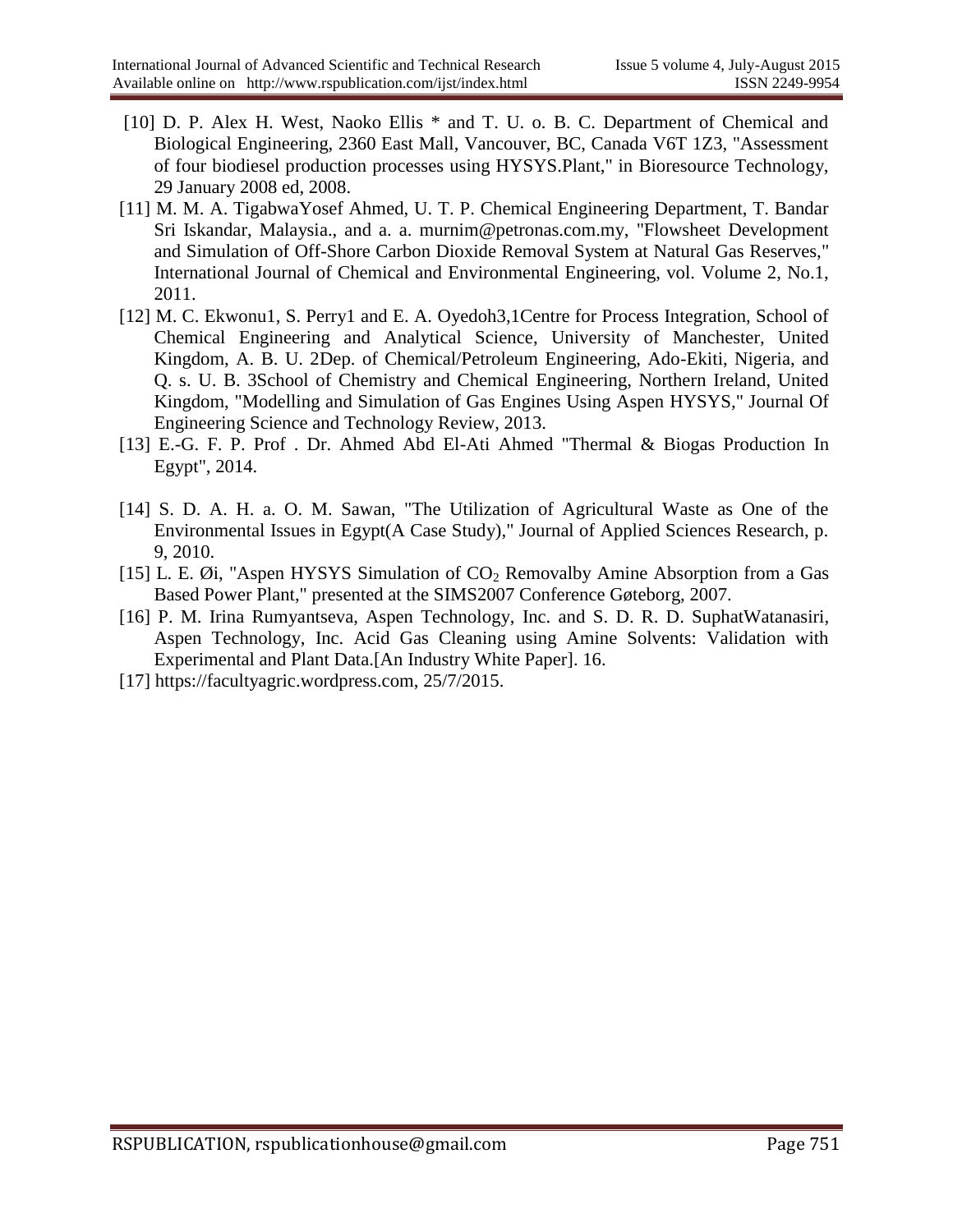[10] D. P. Alex H. West, Naoko Ellis * and T. U. o. B. C. Department of Chemical and Biological Engineering, 2360 East Mall, Vancouver, BC, Canada V6T 1Z3, "Assessment of four biodiesel production processes using HYSYS.Plant," in Bioresource Technology, 29 January 2008 ed, 2008.

[11] M. M. A. TigabwaYosef Ahmed, U. T. P. Chemical Engineering Department, T. Bandar Sri Iskandar, Malaysia., and a. a. murnim@petronas.com.my, "Flowsheet Development and Simulation of Off-Shore Carbon Dioxide Removal System at Natural Gas Reserves," International Journal of Chemical and Environmental Engineering, vol. Volume 2, No.1, 2011.

[12] M. C. Ekwonu1, S. Perry1 and E. A. Oyedoh3,1Centre for Process Integration, School of Chemical Engineering and Analytical Science, University of Manchester, United Kingdom, A. B. U. 2Dep. of Chemical/Petroleum Engineering, Ado-Ekiti, Nigeria, and Q. s. U. B. 3School of Chemistry and Chemical Engineering, Northern Ireland, United Kingdom, "Modelling and Simulation of Gas Engines Using Aspen HYSYS," Journal Of Engineering Science and Technology Review, 2013.

[13] E.-G. F. P. Prof . Dr. Ahmed Abd El-Ati Ahmed "Thermal & Biogas Production In Egypt", 2014.

[14] S. D. A. H. a. O. M. Sawan, "The Utilization of Agricultural Waste as One of the Environmental Issues in Egypt(A Case Study)," Journal of Applied Sciences Research, p. 9, 2010.

[15] L. E. Øi, "Aspen HYSYS Simulation of $CO_2$ Removalby Amine Absorption from a Gas Based Power Plant," presented at the SIMS2007 Conference Gøteborg, 2007.

[16] P. M. Irina Rumyantseva, Aspen Technology, Inc. and S. D. R. D. SuphatWatanasiri, Aspen Technology, Inc. Acid Gas Cleaning using Amine Solvents: Validation with Experimental and Plant Data.[An Industry White Paper]. 16.

[17] https://facultyagric.wordpress.com, 25/7/2015.